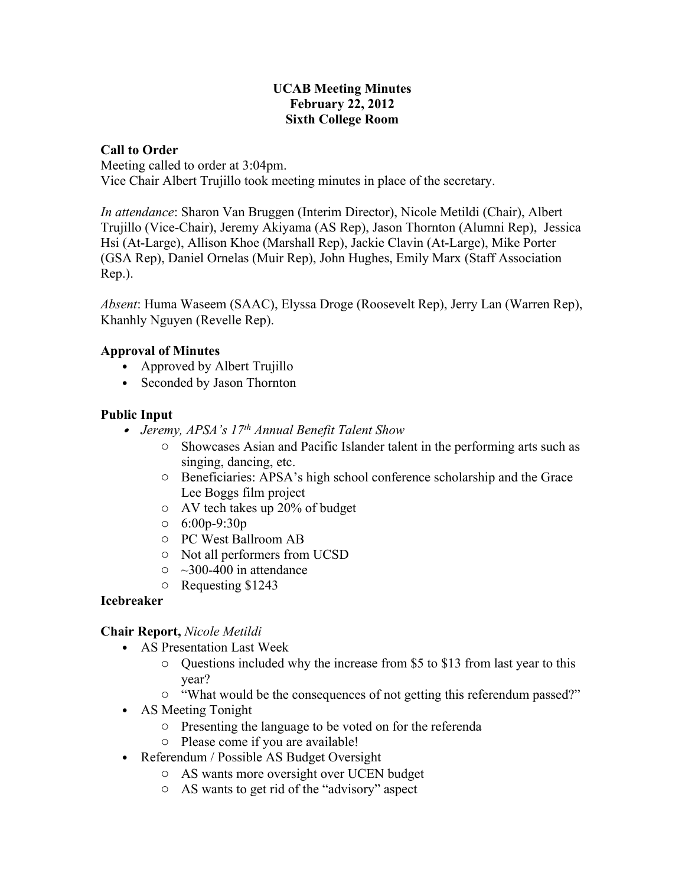**UCAB Meeting Minutes**
**February 22, 2012**
**Sixth College Room**

**Call to Order**
Meeting called to order at 3:04pm.
Vice Chair Albert Trujillo took meeting minutes in place of the secretary.

*In attendance*: Sharon Van Bruggen (Interim Director), Nicole Metildi (Chair), Albert Trujillo (Vice-Chair), Jeremy Akiyama (AS Rep), Jason Thornton (Alumni Rep), Jessica Hsi (At-Large), Allison Khoe (Marshall Rep), Jackie Clavin (At-Large), Mike Porter (GSA Rep), Daniel Ornelas (Muir Rep), John Hughes, Emily Marx (Staff Association Rep.).

*Absent*: Huma Waseem (SAAC), Elyssa Droge (Roosevelt Rep), Jerry Lan (Warren Rep), Khanhly Nguyen (Revelle Rep).

**Approval of Minutes**

- Approved by Albert Trujillo
- Seconded by Jason Thornton

**Public Input**

- *Jeremy, APSA's 17th Annual Benefit Talent Show*
  - Showcases Asian and Pacific Islander talent in the performing arts such as singing, dancing, etc.
  - Beneficiaries: APSA's high school conference scholarship and the Grace Lee Boggs film project
  - AV tech takes up 20% of budget
  - 6:00p-9:30p
  - PC West Ballroom AB
  - Not all performers from UCSD
  - ~300-400 in attendance
  - Requesting $1243

**Icebreaker**

**Chair Report,** *Nicole Metildi*

- AS Presentation Last Week
  - Questions included why the increase from $5 to $13 from last year to this year?
  - "What would be the consequences of not getting this referendum passed?"
- AS Meeting Tonight
  - Presenting the language to be voted on for the referenda
  - Please come if you are available!
- Referendum / Possible AS Budget Oversight
  - AS wants more oversight over UCEN budget
  - AS wants to get rid of the "advisory" aspect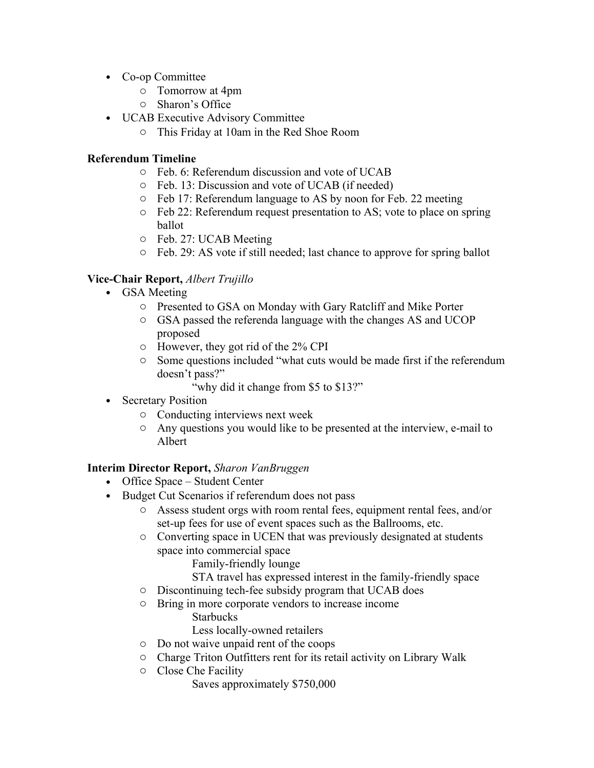- Co-op Committee
  - Tomorrow at 4pm
  - Sharon's Office
- UCAB Executive Advisory Committee
  - This Friday at 10am in the Red Shoe Room

**Referendum Timeline**

- Feb. 6: Referendum discussion and vote of UCAB
- Feb. 13: Discussion and vote of UCAB (if needed)
- Feb 17: Referendum language to AS by noon for Feb. 22 meeting
- Feb 22: Referendum request presentation to AS; vote to place on spring ballot
- Feb. 27: UCAB Meeting
- Feb. 29: AS vote if still needed; last chance to approve for spring ballot

**Vice-Chair Report,** *Albert Trujillo*

- GSA Meeting
  - Presented to GSA on Monday with Gary Ratcliff and Mike Porter
  - GSA passed the referenda language with the changes AS and UCOP proposed
  - However, they got rid of the 2% CPI
  - Some questions included "what cuts would be made first if the referendum doesn't pass?"
    - "why did it change from $5 to $13?"
- Secretary Position
  - Conducting interviews next week
  - Any questions you would like to be presented at the interview, e-mail to Albert

**Interim Director Report,** *Sharon VanBruggen*

- Office Space – Student Center
- Budget Cut Scenarios if referendum does not pass
  - Assess student orgs with room rental fees, equipment rental fees, and/or set-up fees for use of event spaces such as the Ballrooms, etc.
  - Converting space in UCEN that was previously designated at students space into commercial space
    - Family-friendly lounge
    - STA travel has expressed interest in the family-friendly space
  - Discontinuing tech-fee subsidy program that UCAB does
  - Bring in more corporate vendors to increase income
    - Starbucks
    - Less locally-owned retailers
  - Do not waive unpaid rent of the coops
  - Charge Triton Outfitters rent for its retail activity on Library Walk
  - Close Che Facility
    - Saves approximately $750,000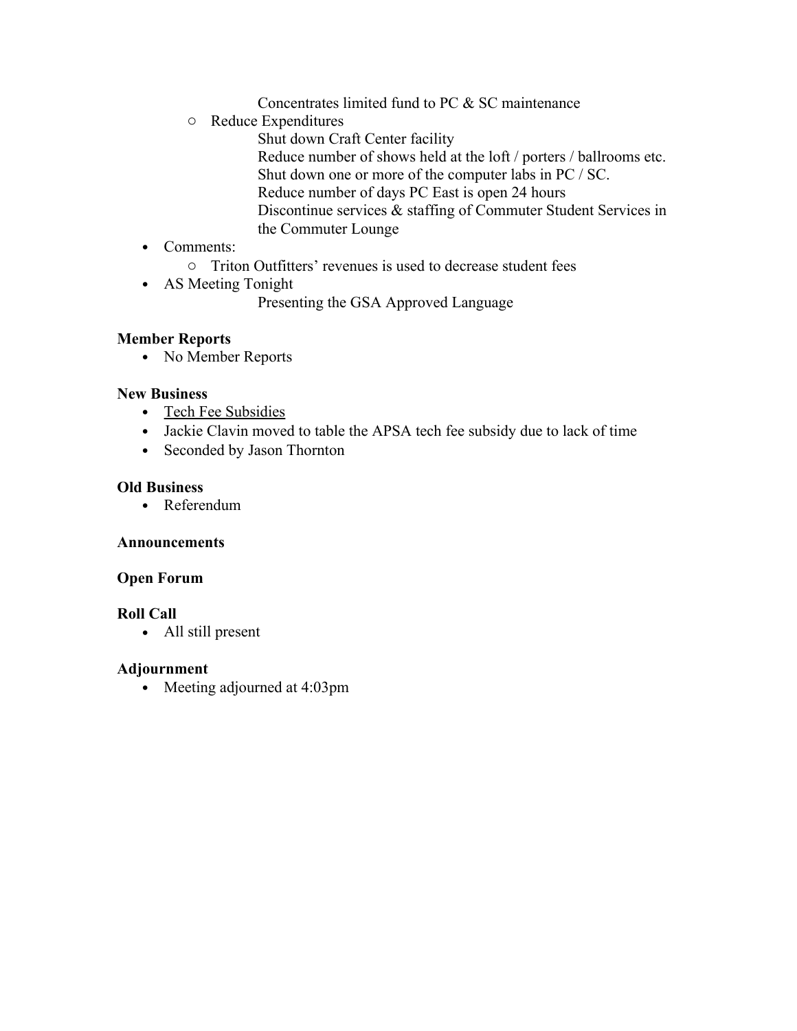Concentrates limited fund to PC & SC maintenance

- Reduce Expenditures
  - Shut down Craft Center facility
  - Reduce number of shows held at the loft / porters / ballrooms etc.
  - Shut down one or more of the computer labs in PC / SC.
  - Reduce number of days PC East is open 24 hours
  - Discontinue services & staffing of Commuter Student Services in the Commuter Lounge

- Comments:
  - Triton Outfitters' revenues is used to decrease student fees
- AS Meeting Tonight
  - Presenting the GSA Approved Language

**Member Reports**

- No Member Reports

**New Business**

- <u>Tech Fee Subsidies</u>
- Jackie Clavin moved to table the APSA tech fee subsidy due to lack of time
- Seconded by Jason Thornton

**Old Business**

- Referendum

**Announcements**

**Open Forum**

**Roll Call**

- All still present

**Adjournment**

- Meeting adjourned at 4:03pm